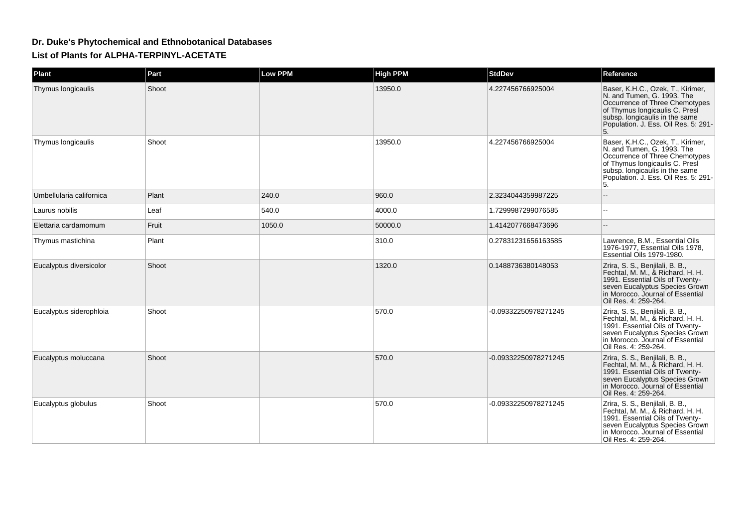# Dr. Duke's Phytochemical and Ethnobotanical Databases

## List of Plants for ALPHA-TERPINYL-ACETATE

| Plant | Part | Low PPM | High PPM | StdDev | Reference |
|---|---|---|---|---|---|
| Thymus longicaulis | Shoot | | 13950.0 | 4.227456766925004 | Baser, K.H.C., Ozek, T., Kirimer, N. and Tumen, G. 1993. The Occurrence of Three Chemotypes of Thymus longicaulis C. Presl subsp. longicaulis in the same Population. J. Ess. Oil Res. 5: 291-5. |
| Thymus longicaulis | Shoot | | 13950.0 | 4.227456766925004 | Baser, K.H.C., Ozek, T., Kirimer, N. and Tumen, G. 1993. The Occurrence of Three Chemotypes of Thymus longicaulis C. Presl subsp. longicaulis in the same Population. J. Ess. Oil Res. 5: 291-5. |
| Umbellularia californica | Plant | 240.0 | 960.0 | 2.3234044359987225 | -- |
| Laurus nobilis | Leaf | 540.0 | 4000.0 | 1.7299987299076585 | -- |
| Elettaria cardamomum | Fruit | 1050.0 | 50000.0 | 1.4142077668473696 | -- |
| Thymus mastichina | Plant | | 310.0 | 0.27831231656163585 | Lawrence, B.M., Essential Oils 1976-1977, Essential Oils 1978, Essential Oils 1979-1980. |
| Eucalyptus diversicolor | Shoot | | 1320.0 | 0.1488736380148053 | Zrira, S. S., Benjilali, B. B., Fechtal, M. M., & Richard, H. H. 1991. Essential Oils of Twenty-seven Eucalyptus Species Grown in Morocco. Journal of Essential Oil Res. 4: 259-264. |
| Eucalyptus siderophloia | Shoot | | 570.0 | -0.09332250978271245 | Zrira, S. S., Benjilali, B. B., Fechtal, M. M., & Richard, H. H. 1991. Essential Oils of Twenty-seven Eucalyptus Species Grown in Morocco. Journal of Essential Oil Res. 4: 259-264. |
| Eucalyptus moluccana | Shoot | | 570.0 | -0.09332250978271245 | Zrira, S. S., Benjilali, B. B., Fechtal, M. M., & Richard, H. H. 1991. Essential Oils of Twenty-seven Eucalyptus Species Grown in Morocco. Journal of Essential Oil Res. 4: 259-264. |
| Eucalyptus globulus | Shoot | | 570.0 | -0.09332250978271245 | Zrira, S. S., Benjilali, B. B., Fechtal, M. M., & Richard, H. H. 1991. Essential Oils of Twenty-seven Eucalyptus Species Grown in Morocco. Journal of Essential Oil Res. 4: 259-264. |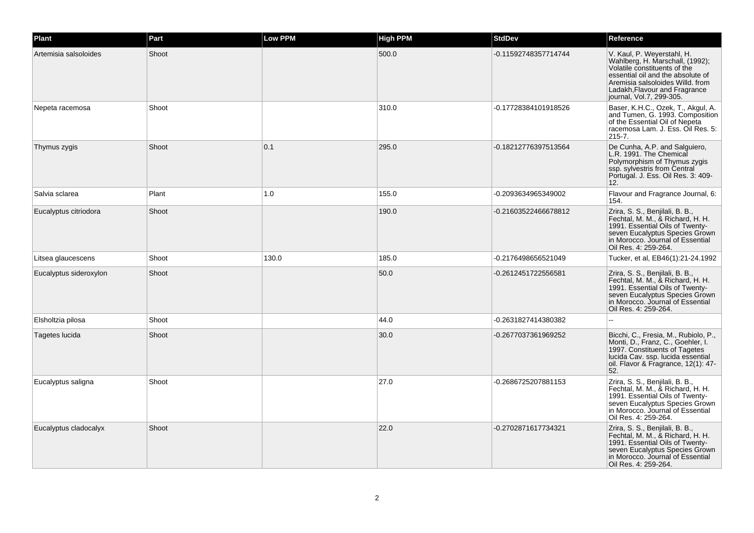| Plant | Part | Low PPM | High PPM | StdDev | Reference |
| --- | --- | --- | --- | --- | --- |
| Artemisia salsoloides | Shoot | | 500.0 | -0.11592748357714744 | V. Kaul, P. Weyerstahl, H. Wahlberg, H. Marschall, (1992); Volatile constituents of the essential oil and the absolute of Aremisia salsoloides Willd. from Ladakh,Flavour and Fragrance journal, Vol.7, 299-305. |
| Nepeta racemosa | Shoot | | 310.0 | -0.17728384101918526 | Baser, K.H.C., Ozek, T., Akgul, A. and Tumen, G. 1993. Composition of the Essential Oil of Nepeta racemosa Lam. J. Ess. Oil Res. 5: 215-7. |
| Thymus zygis | Shoot | 0.1 | 295.0 | -0.18212776397513564 | De Cunha, A.P. and Salguiero, L.R. 1991. The Chemical Polymorphism of Thymus zygis ssp. sylvestris from Central Portugal. J. Ess. Oil Res. 3: 409-12. |
| Salvia sclarea | Plant | 1.0 | 155.0 | -0.2093634965349002 | Flavour and Fragrance Journal, 6: 154. |
| Eucalyptus citriodora | Shoot | | 190.0 | -0.21603522466678812 | Zrira, S. S., Benjilali, B. B., Fechtal, M. M., & Richard, H. H. 1991. Essential Oils of Twenty-seven Eucalyptus Species Grown in Morocco. Journal of Essential Oil Res. 4: 259-264. |
| Litsea glaucescens | Shoot | 130.0 | 185.0 | -0.2176498656521049 | Tucker, et al, EB46(1):21-24.1992 |
| Eucalyptus sideroxylon | Shoot | | 50.0 | -0.2612451722556581 | Zrira, S. S., Benjilali, B. B., Fechtal, M. M., & Richard, H. H. 1991. Essential Oils of Twenty-seven Eucalyptus Species Grown in Morocco. Journal of Essential Oil Res. 4: 259-264. |
| Elsholtzia pilosa | Shoot | | 44.0 | -0.2631827414380382 | -- |
| Tagetes lucida | Shoot | | 30.0 | -0.2677037361969252 | Bicchi, C., Fresia, M., Rubiolo, P., Monti, D., Franz, C., Goehler, I. 1997. Constituents of Tagetes lucida Cav. ssp. lucida essential oil. Flavor & Fragrance, 12(1): 47-52. |
| Eucalyptus saligna | Shoot | | 27.0 | -0.2686725207881153 | Zrira, S. S., Benjilali, B. B., Fechtal, M. M., & Richard, H. H. 1991. Essential Oils of Twenty-seven Eucalyptus Species Grown in Morocco. Journal of Essential Oil Res. 4: 259-264. |
| Eucalyptus cladocalyx | Shoot | | 22.0 | -0.2702871617734321 | Zrira, S. S., Benjilali, B. B., Fechtal, M. M., & Richard, H. H. 1991. Essential Oils of Twenty-seven Eucalyptus Species Grown in Morocco. Journal of Essential Oil Res. 4: 259-264. |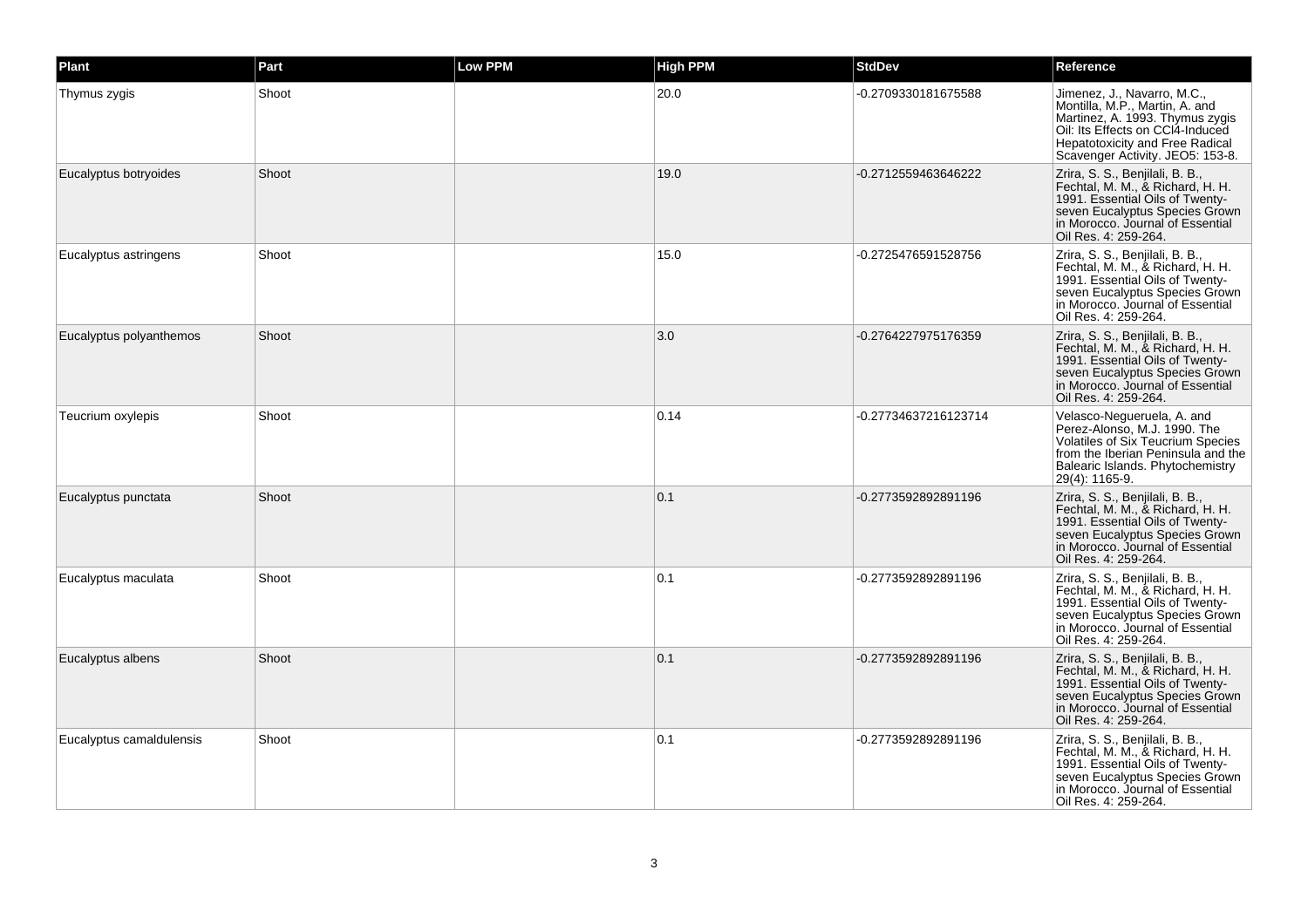| Plant | Part | Low PPM | High PPM | StdDev | Reference |
| --- | --- | --- | --- | --- | --- |
| Thymus zygis | Shoot | | 20.0 | -0.2709330181675588 | Jimenez, J., Navarro, M.C., Montilla, M.P., Martin, A. and Martinez, A. 1993. Thymus zygis Oil: Its Effects on CCl4-Induced Hepatotoxicity and Free Radical Scavenger Activity. JEO5: 153-8. |
| Eucalyptus botryoides | Shoot | | 19.0 | -0.2712559463646222 | Zrira, S. S., Benjilali, B. B., Fechtal, M. M., & Richard, H. H. 1991. Essential Oils of Twenty-seven Eucalyptus Species Grown in Morocco. Journal of Essential Oil Res. 4: 259-264. |
| Eucalyptus astringens | Shoot | | 15.0 | -0.2725476591528756 | Zrira, S. S., Benjilali, B. B., Fechtal, M. M., & Richard, H. H. 1991. Essential Oils of Twenty-seven Eucalyptus Species Grown in Morocco. Journal of Essential Oil Res. 4: 259-264. |
| Eucalyptus polyanthemos | Shoot | | 3.0 | -0.2764227975176359 | Zrira, S. S., Benjilali, B. B., Fechtal, M. M., & Richard, H. H. 1991. Essential Oils of Twenty-seven Eucalyptus Species Grown in Morocco. Journal of Essential Oil Res. 4: 259-264. |
| Teucrium oxylepis | Shoot | | 0.14 | -0.27734637216123714 | Velasco-Negueruela, A. and Perez-Alonso, M.J. 1990. The Volatiles of Six Teucrium Species from the Iberian Peninsula and the Balearic Islands. Phytochemistry 29(4): 1165-9. |
| Eucalyptus punctata | Shoot | | 0.1 | -0.2773592892891196 | Zrira, S. S., Benjilali, B. B., Fechtal, M. M., & Richard, H. H. 1991. Essential Oils of Twenty-seven Eucalyptus Species Grown in Morocco. Journal of Essential Oil Res. 4: 259-264. |
| Eucalyptus maculata | Shoot | | 0.1 | -0.2773592892891196 | Zrira, S. S., Benjilali, B. B., Fechtal, M. M., & Richard, H. H. 1991. Essential Oils of Twenty-seven Eucalyptus Species Grown in Morocco. Journal of Essential Oil Res. 4: 259-264. |
| Eucalyptus albens | Shoot | | 0.1 | -0.2773592892891196 | Zrira, S. S., Benjilali, B. B., Fechtal, M. M., & Richard, H. H. 1991. Essential Oils of Twenty-seven Eucalyptus Species Grown in Morocco. Journal of Essential Oil Res. 4: 259-264. |
| Eucalyptus camaldulensis | Shoot | | 0.1 | -0.2773592892891196 | Zrira, S. S., Benjilali, B. B., Fechtal, M. M., & Richard, H. H. 1991. Essential Oils of Twenty-seven Eucalyptus Species Grown in Morocco. Journal of Essential Oil Res. 4: 259-264. |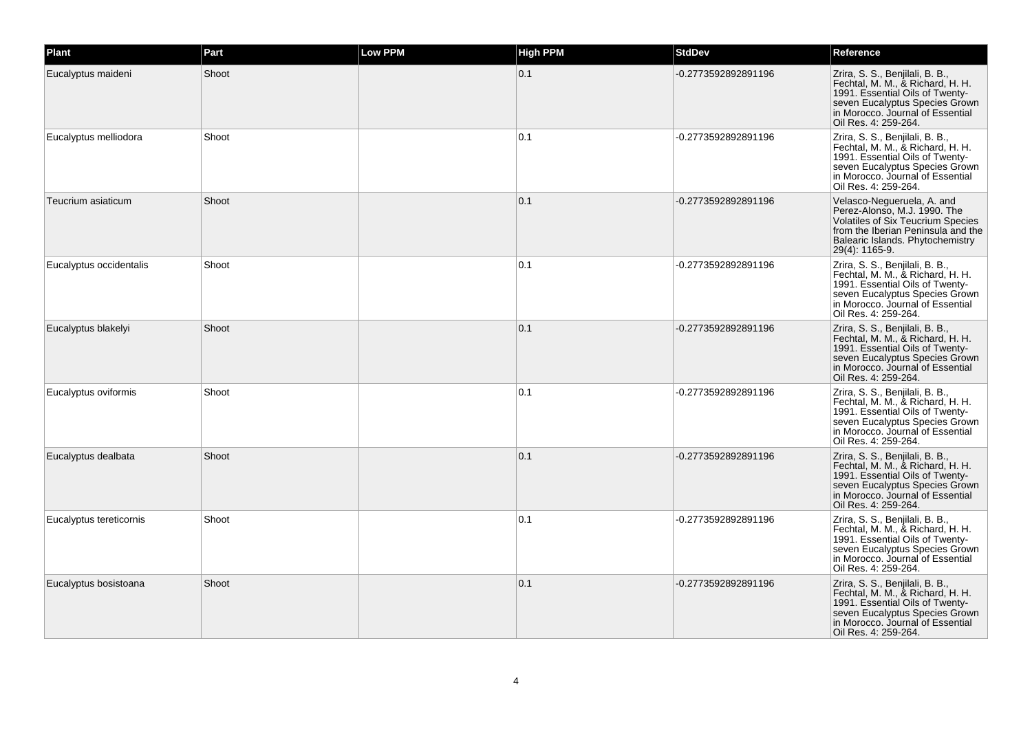| Plant | Part | Low PPM | High PPM | StdDev | Reference |
| --- | --- | --- | --- | --- | --- |
| Eucalyptus maideni | Shoot | | 0.1 | -0.2773592892891196 | Zrira, S. S., Benjilali, B. B., Fechtal, M. M., & Richard, H. H. 1991. Essential Oils of Twenty-seven Eucalyptus Species Grown in Morocco. Journal of Essential Oil Res. 4: 259-264. |
| Eucalyptus melliodora | Shoot | | 0.1 | -0.2773592892891196 | Zrira, S. S., Benjilali, B. B., Fechtal, M. M., & Richard, H. H. 1991. Essential Oils of Twenty-seven Eucalyptus Species Grown in Morocco. Journal of Essential Oil Res. 4: 259-264. |
| Teucrium asiaticum | Shoot | | 0.1 | -0.2773592892891196 | Velasco-Negueruela, A. and Perez-Alonso, M.J. 1990. The Volatiles of Six Teucrium Species from the Iberian Peninsula and the Balearic Islands. Phytochemistry 29(4): 1165-9. |
| Eucalyptus occidentalis | Shoot | | 0.1 | -0.2773592892891196 | Zrira, S. S., Benjilali, B. B., Fechtal, M. M., & Richard, H. H. 1991. Essential Oils of Twenty-seven Eucalyptus Species Grown in Morocco. Journal of Essential Oil Res. 4: 259-264. |
| Eucalyptus blakelyi | Shoot | | 0.1 | -0.2773592892891196 | Zrira, S. S., Benjilali, B. B., Fechtal, M. M., & Richard, H. H. 1991. Essential Oils of Twenty-seven Eucalyptus Species Grown in Morocco. Journal of Essential Oil Res. 4: 259-264. |
| Eucalyptus oviformis | Shoot | | 0.1 | -0.2773592892891196 | Zrira, S. S., Benjilali, B. B., Fechtal, M. M., & Richard, H. H. 1991. Essential Oils of Twenty-seven Eucalyptus Species Grown in Morocco. Journal of Essential Oil Res. 4: 259-264. |
| Eucalyptus dealbata | Shoot | | 0.1 | -0.2773592892891196 | Zrira, S. S., Benjilali, B. B., Fechtal, M. M., & Richard, H. H. 1991. Essential Oils of Twenty-seven Eucalyptus Species Grown in Morocco. Journal of Essential Oil Res. 4: 259-264. |
| Eucalyptus tereticornis | Shoot | | 0.1 | -0.2773592892891196 | Zrira, S. S., Benjilali, B. B., Fechtal, M. M., & Richard, H. H. 1991. Essential Oils of Twenty-seven Eucalyptus Species Grown in Morocco. Journal of Essential Oil Res. 4: 259-264. |
| Eucalyptus bosistoana | Shoot | | 0.1 | -0.2773592892891196 | Zrira, S. S., Benjilali, B. B., Fechtal, M. M., & Richard, H. H. 1991. Essential Oils of Twenty-seven Eucalyptus Species Grown in Morocco. Journal of Essential Oil Res. 4: 259-264. |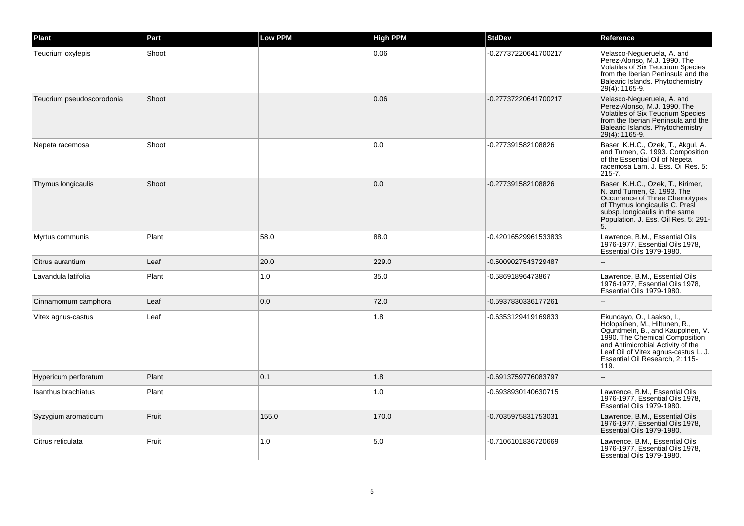| Plant | Part | Low PPM | High PPM | StdDev | Reference |
| --- | --- | --- | --- | --- | --- |
| Teucrium oxylepis | Shoot | | 0.06 | -0.27737220641700217 | Velasco-Negueruela, A. and Perez-Alonso, M.J. 1990. The Volatiles of Six Teucrium Species from the Iberian Peninsula and the Balearic Islands. Phytochemistry 29(4): 1165-9. |
| Teucrium pseudoscorodonia | Shoot | | 0.06 | -0.27737220641700217 | Velasco-Negueruela, A. and Perez-Alonso, M.J. 1990. The Volatiles of Six Teucrium Species from the Iberian Peninsula and the Balearic Islands. Phytochemistry 29(4): 1165-9. |
| Nepeta racemosa | Shoot | | 0.0 | -0.277391582108826 | Baser, K.H.C., Ozek, T., Akgul, A. and Tumen, G. 1993. Composition of the Essential Oil of Nepeta racemosa Lam. J. Ess. Oil Res. 5: 215-7. |
| Thymus longicaulis | Shoot | | 0.0 | -0.277391582108826 | Baser, K.H.C., Ozek, T., Kirimer, N. and Tumen, G. 1993. The Occurrence of Three Chemotypes of Thymus longicaulis C. Presl subsp. longicaulis in the same Population. J. Ess. Oil Res. 5: 291-5. |
| Myrtus communis | Plant | 58.0 | 88.0 | -0.42016529961533833 | Lawrence, B.M., Essential Oils 1976-1977, Essential Oils 1978, Essential Oils 1979-1980. |
| Citrus aurantium | Leaf | 20.0 | 229.0 | -0.5009027543729487 | -- |
| Lavandula latifolia | Plant | 1.0 | 35.0 | -0.58691896473867 | Lawrence, B.M., Essential Oils 1976-1977, Essential Oils 1978, Essential Oils 1979-1980. |
| Cinnamomum camphora | Leaf | 0.0 | 72.0 | -0.5937830336177261 | -- |
| Vitex agnus-castus | Leaf | | 1.8 | -0.6353129419169833 | Ekundayo, O., Laakso, I., Holopainen, M., Hiltunen, R., Oguntimein, B., and Kauppinen, V. 1990. The Chemical Composition and Antimicrobial Activity of the Leaf Oil of Vitex agnus-castus L. J. Essential Oil Research, 2: 115-119. |
| Hypericum perforatum | Plant | 0.1 | 1.8 | -0.6913759776083797 | -- |
| Isanthus brachiatus | Plant | | 1.0 | -0.6938930140630715 | Lawrence, B.M., Essential Oils 1976-1977, Essential Oils 1978, Essential Oils 1979-1980. |
| Syzygium aromaticum | Fruit | 155.0 | 170.0 | -0.7035975831753031 | Lawrence, B.M., Essential Oils 1976-1977, Essential Oils 1978, Essential Oils 1979-1980. |
| Citrus reticulata | Fruit | 1.0 | 5.0 | -0.7106101836720669 | Lawrence, B.M., Essential Oils 1976-1977, Essential Oils 1978, Essential Oils 1979-1980. |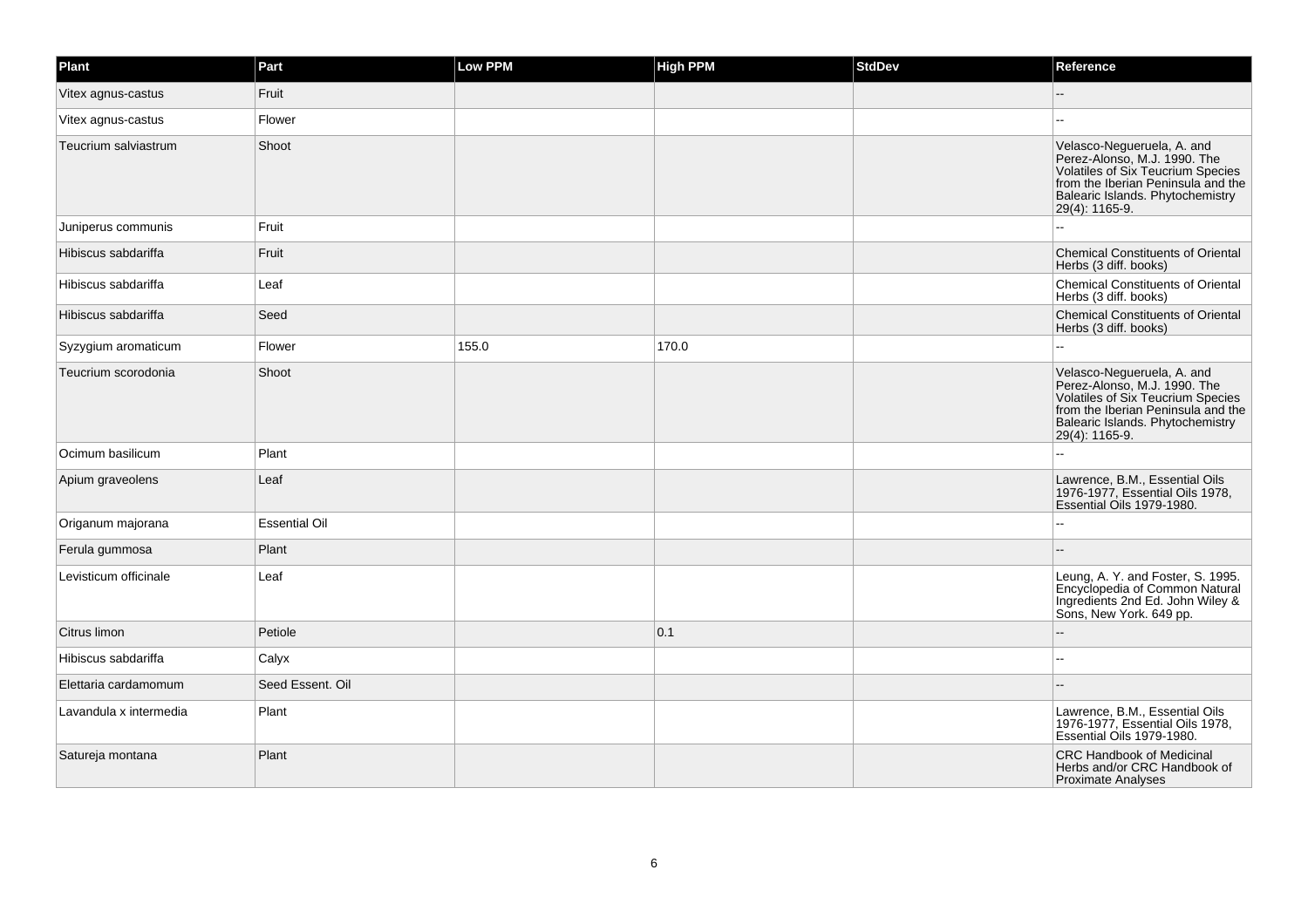| Plant | Part | Low PPM | High PPM | StdDev | Reference |
| --- | --- | --- | --- | --- | --- |
| Vitex agnus-castus | Fruit | | | | -- |
| Vitex agnus-castus | Flower | | | | -- |
| Teucrium salviastrum | Shoot | | | | Velasco-Negueruela, A. and Perez-Alonso, M.J. 1990. The Volatiles of Six Teucrium Species from the Iberian Peninsula and the Balearic Islands. Phytochemistry 29(4): 1165-9. |
| Juniperus communis | Fruit | | | | -- |
| Hibiscus sabdariffa | Fruit | | | | Chemical Constituents of Oriental Herbs (3 diff. books) |
| Hibiscus sabdariffa | Leaf | | | | Chemical Constituents of Oriental Herbs (3 diff. books) |
| Hibiscus sabdariffa | Seed | | | | Chemical Constituents of Oriental Herbs (3 diff. books) |
| Syzygium aromaticum | Flower | 155.0 | 170.0 | | -- |
| Teucrium scorodonia | Shoot | | | | Velasco-Negueruela, A. and Perez-Alonso, M.J. 1990. The Volatiles of Six Teucrium Species from the Iberian Peninsula and the Balearic Islands. Phytochemistry 29(4): 1165-9. |
| Ocimum basilicum | Plant | | | | -- |
| Apium graveolens | Leaf | | | | Lawrence, B.M., Essential Oils 1976-1977, Essential Oils 1978, Essential Oils 1979-1980. |
| Origanum majorana | Essential Oil | | | | -- |
| Ferula gummosa | Plant | | | | -- |
| Levisticum officinale | Leaf | | | | Leung, A. Y. and Foster, S. 1995. Encyclopedia of Common Natural Ingredients 2nd Ed. John Wiley & Sons, New York. 649 pp. |
| Citrus limon | Petiole | | 0.1 | | -- |
| Hibiscus sabdariffa | Calyx | | | | -- |
| Elettaria cardamomum | Seed Essent. Oil | | | | -- |
| Lavandula x intermedia | Plant | | | | Lawrence, B.M., Essential Oils 1976-1977, Essential Oils 1978, Essential Oils 1979-1980. |
| Satureja montana | Plant | | | | CRC Handbook of Medicinal Herbs and/or CRC Handbook of Proximate Analyses |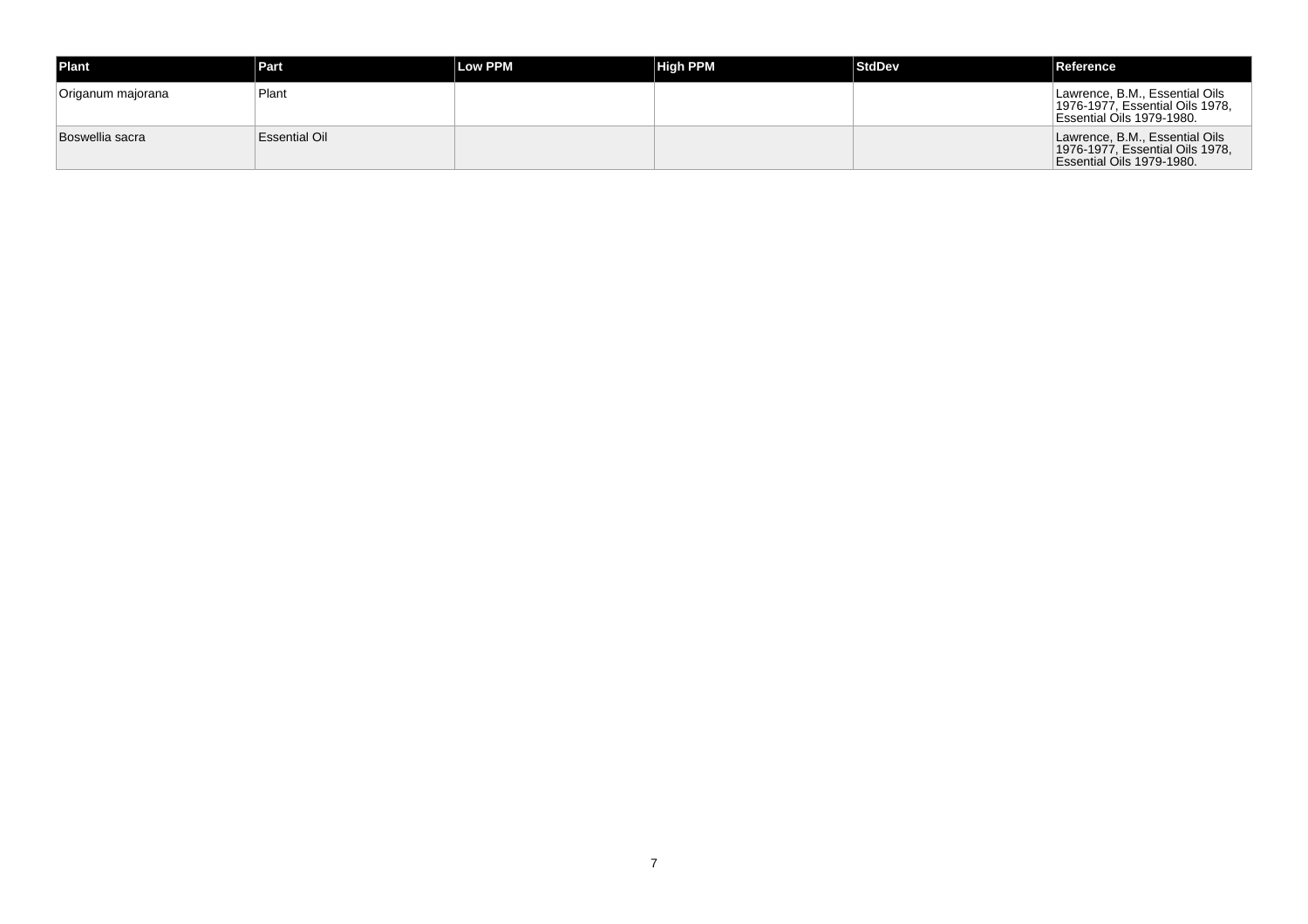| Plant | Part | Low PPM | High PPM | StdDev | Reference |
|---|---|---|---|---|---|
| Origanum majorana | Plant | | | | Lawrence, B.M., Essential Oils 1976-1977, Essential Oils 1978, Essential Oils 1979-1980. |
| Boswellia sacra | Essential Oil | | | | Lawrence, B.M., Essential Oils 1976-1977, Essential Oils 1978, Essential Oils 1979-1980. |